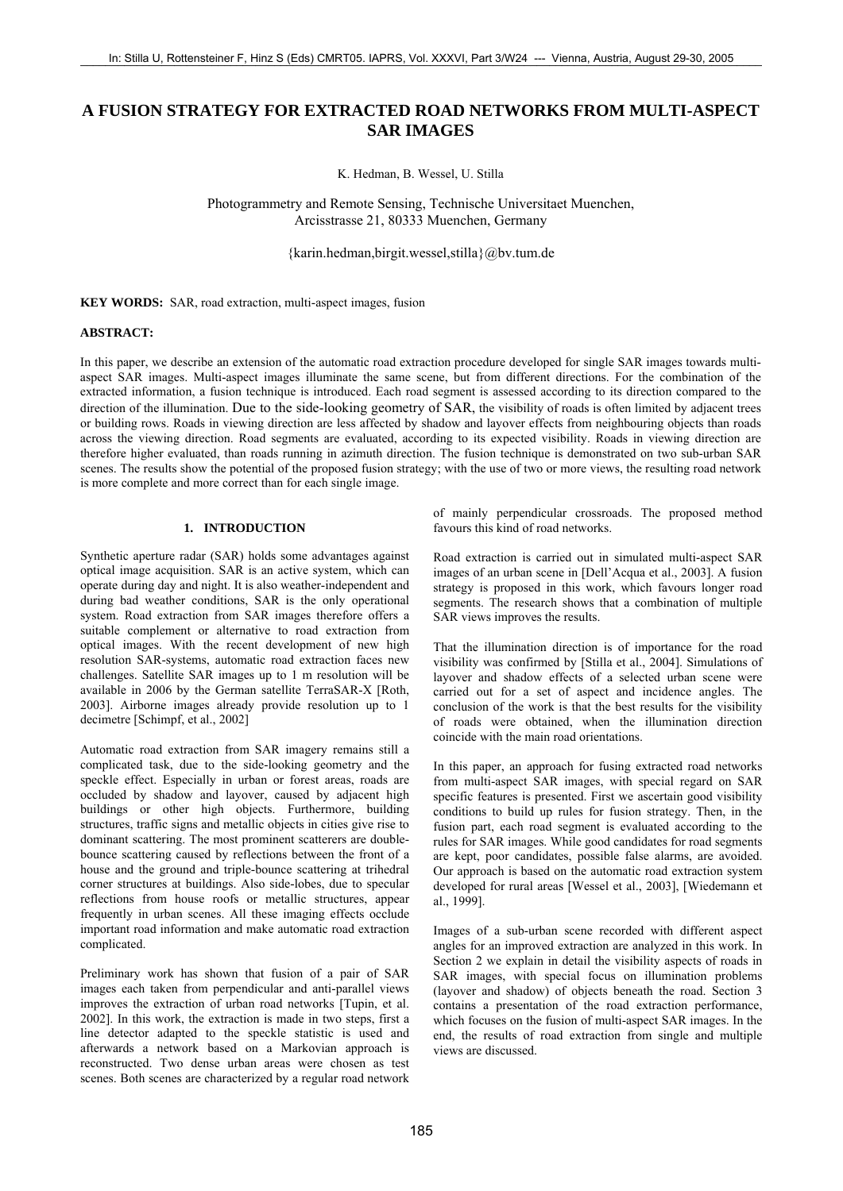# A FUSION STRATEGY FOR EXTRACTED ROAD NETWORKS FROM MULTI-ASPECT SAR IMAGES

K. Hedman, B. Wessel, U. Stilla

Photogrammetry and Remote Sensing, Technische Universitaet Muenchen, Arcisstrasse 21, 80333 Muenchen, Germany

{karin.hedman,birgit.wessel,stilla}@bv.tum.de

**KEY WORDS:** SAR, road extraction, multi-aspect images, fusion

**ABSTRACT:**

In this paper, we describe an extension of the automatic road extraction procedure developed for single SAR images towards multi-aspect SAR images. Multi-aspect images illuminate the same scene, but from different directions. For the combination of the extracted information, a fusion technique is introduced. Each road segment is assessed according to its direction compared to the direction of the illumination. Due to the side-looking geometry of SAR, the visibility of roads is often limited by adjacent trees or building rows. Roads in viewing direction are less affected by shadow and layover effects from neighbouring objects than roads across the viewing direction. Road segments are evaluated, according to its expected visibility. Roads in viewing direction are therefore higher evaluated, than roads running in azimuth direction. The fusion technique is demonstrated on two sub-urban SAR scenes. The results show the potential of the proposed fusion strategy; with the use of two or more views, the resulting road network is more complete and more correct than for each single image.

## 1. INTRODUCTION

Synthetic aperture radar (SAR) holds some advantages against optical image acquisition. SAR is an active system, which can operate during day and night. It is also weather-independent and during bad weather conditions, SAR is the only operational system. Road extraction from SAR images therefore offers a suitable complement or alternative to road extraction from optical images. With the recent development of new high resolution SAR-systems, automatic road extraction faces new challenges. Satellite SAR images up to 1 m resolution will be available in 2006 by the German satellite TerraSAR-X [Roth, 2003]. Airborne images already provide resolution up to 1 decimetre [Schimpf, et al., 2002]

Automatic road extraction from SAR imagery remains still a complicated task, due to the side-looking geometry and the speckle effect. Especially in urban or forest areas, roads are occluded by shadow and layover, caused by adjacent high buildings or other high objects. Furthermore, building structures, traffic signs and metallic objects in cities give rise to dominant scattering. The most prominent scatterers are double-bounce scattering caused by reflections between the front of a house and the ground and triple-bounce scattering at trihedral corner structures at buildings. Also side-lobes, due to specular reflections from house roofs or metallic structures, appear frequently in urban scenes. All these imaging effects occlude important road information and make automatic road extraction complicated.

Preliminary work has shown that fusion of a pair of SAR images each taken from perpendicular and anti-parallel views improves the extraction of urban road networks [Tupin, et al. 2002]. In this work, the extraction is made in two steps, first a line detector adapted to the speckle statistic is used and afterwards a network based on a Markovian approach is reconstructed. Two dense urban areas were chosen as test scenes. Both scenes are characterized by a regular road network of mainly perpendicular crossroads. The proposed method favours this kind of road networks.

Road extraction is carried out in simulated multi-aspect SAR images of an urban scene in [Dell'Acqua et al., 2003]. A fusion strategy is proposed in this work, which favours longer road segments. The research shows that a combination of multiple SAR views improves the results.

That the illumination direction is of importance for the road visibility was confirmed by [Stilla et al., 2004]. Simulations of layover and shadow effects of a selected urban scene were carried out for a set of aspect and incidence angles. The conclusion of the work is that the best results for the visibility of roads were obtained, when the illumination direction coincide with the main road orientations.

In this paper, an approach for fusing extracted road networks from multi-aspect SAR images, with special regard on SAR specific features is presented. First we ascertain good visibility conditions to build up rules for fusion strategy. Then, in the fusion part, each road segment is evaluated according to the rules for SAR images. While good candidates for road segments are kept, poor candidates, possible false alarms, are avoided. Our approach is based on the automatic road extraction system developed for rural areas [Wessel et al., 2003], [Wiedemann et al., 1999].

Images of a sub-urban scene recorded with different aspect angles for an improved extraction are analyzed in this work. In Section 2 we explain in detail the visibility aspects of roads in SAR images, with special focus on illumination problems (layover and shadow) of objects beneath the road. Section 3 contains a presentation of the road extraction performance, which focuses on the fusion of multi-aspect SAR images. In the end, the results of road extraction from single and multiple views are discussed.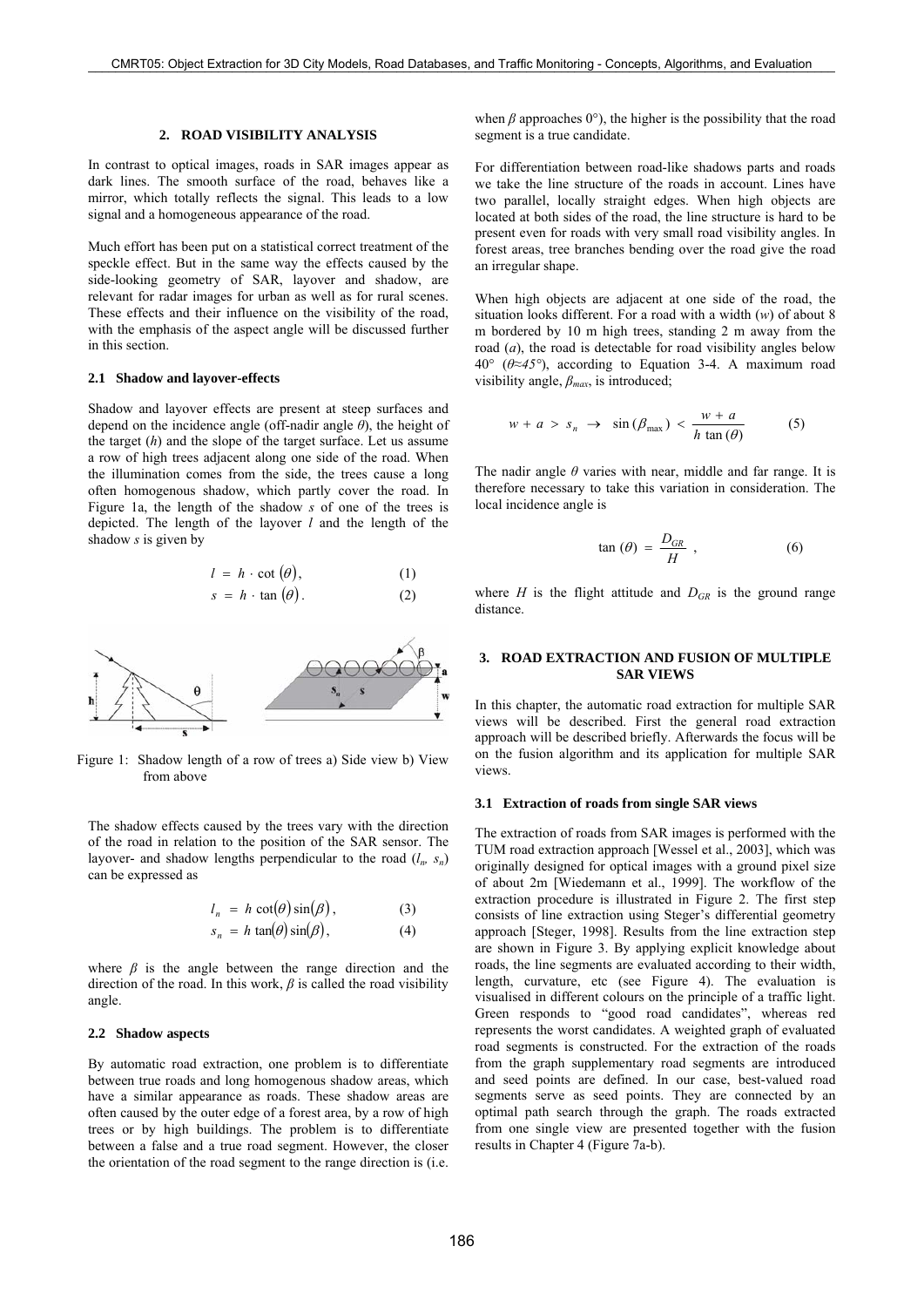## 2. ROAD VISIBILITY ANALYSIS

In contrast to optical images, roads in SAR images appear as dark lines. The smooth surface of the road, behaves like a mirror, which totally reflects the signal. This leads to a low signal and a homogeneous appearance of the road.

Much effort has been put on a statistical correct treatment of the speckle effect. But in the same way the effects caused by the side-looking geometry of SAR, layover and shadow, are relevant for radar images for urban as well as for rural scenes. These effects and their influence on the visibility of the road, with the emphasis of the aspect angle will be discussed further in this section.

### 2.1 Shadow and layover-effects

Shadow and layover effects are present at steep surfaces and depend on the incidence angle (off-nadir angle $\theta$), the height of the target ($h$) and the slope of the target surface. Let us assume a row of high trees adjacent along one side of the road. When the illumination comes from the side, the trees cause a long often homogenous shadow, which partly cover the road. In Figure 1a, the length of the shadow $s$ of one of the trees is depicted. The length of the layover $l$ and the length of the shadow $s$ is given by

$$l = h \cdot \cot(\theta), \tag{1}$$

$$s = h \cdot \tan(\theta). \tag{2}$$

Figure 1: Shadow length of a row of trees a) Side view b) View from above

The shadow effects caused by the trees vary with the direction of the road in relation to the position of the SAR sensor. The layover- and shadow lengths perpendicular to the road ($l_n$, $s_n$) can be expressed as

$$l_n = h \cot(\theta) \sin(\beta), \tag{3}$$

$$s_n = h \tan(\theta) \sin(\beta), \tag{4}$$

where $\beta$ is the angle between the range direction and the direction of the road. In this work, $\beta$ is called the road visibility angle.

### 2.2 Shadow aspects

By automatic road extraction, one problem is to differentiate between true roads and long homogenous shadow areas, which have a similar appearance as roads. These shadow areas are often caused by the outer edge of a forest area, by a row of high trees or by high buildings. The problem is to differentiate between a false and a true road segment. However, the closer the orientation of the road segment to the range direction is (i.e. when $\beta$ approaches 0°), the higher is the possibility that the road segment is a true candidate.

For differentiation between road-like shadows parts and roads we take the line structure of the roads in account. Lines have two parallel, locally straight edges. When high objects are located at both sides of the road, the line structure is hard to be present even for roads with very small road visibility angles. In forest areas, tree branches bending over the road give the road an irregular shape.

When high objects are adjacent at one side of the road, the situation looks different. For a road with a width ($w$) of about 8 m bordered by 10 m high trees, standing 2 m away from the road ($a$), the road is detectable for road visibility angles below 40° ($\theta \approx 45°$), according to Equation 3-4. A maximum road visibility angle, $\beta_{max}$, is introduced;

$$w + a > s_n \rightarrow \sin(\beta_{\max}) < \frac{w + a}{h \tan(\theta)} \tag{5}$$

The nadir angle $\theta$ varies with near, middle and far range. It is therefore necessary to take this variation in consideration. The local incidence angle is

$$\tan(\theta) = \frac{D_{GR}}{H}, \tag{6}$$

where $H$ is the flight attitude and $D_{GR}$ is the ground range distance.

## 3. ROAD EXTRACTION AND FUSION OF MULTIPLE SAR VIEWS

In this chapter, the automatic road extraction for multiple SAR views will be described. First the general road extraction approach will be described briefly. Afterwards the focus will be on the fusion algorithm and its application for multiple SAR views.

### 3.1 Extraction of roads from single SAR views

The extraction of roads from SAR images is performed with the TUM road extraction approach [Wessel et al., 2003], which was originally designed for optical images with a ground pixel size of about 2m [Wiedemann et al., 1999]. The workflow of the extraction procedure is illustrated in Figure 2. The first step consists of line extraction using Steger's differential geometry approach [Steger, 1998]. Results from the line extraction step are shown in Figure 3. By applying explicit knowledge about roads, the line segments are evaluated according to their width, length, curvature, etc (see Figure 4). The evaluation is visualised in different colours on the principle of a traffic light. Green responds to "good road candidates", whereas red represents the worst candidates. A weighted graph of evaluated road segments is constructed. For the extraction of the roads from the graph supplementary road segments are introduced and seed points are defined. In our case, best-valued road segments serve as seed points. They are connected by an optimal path search through the graph. The roads extracted from one single view are presented together with the fusion results in Chapter 4 (Figure 7a-b).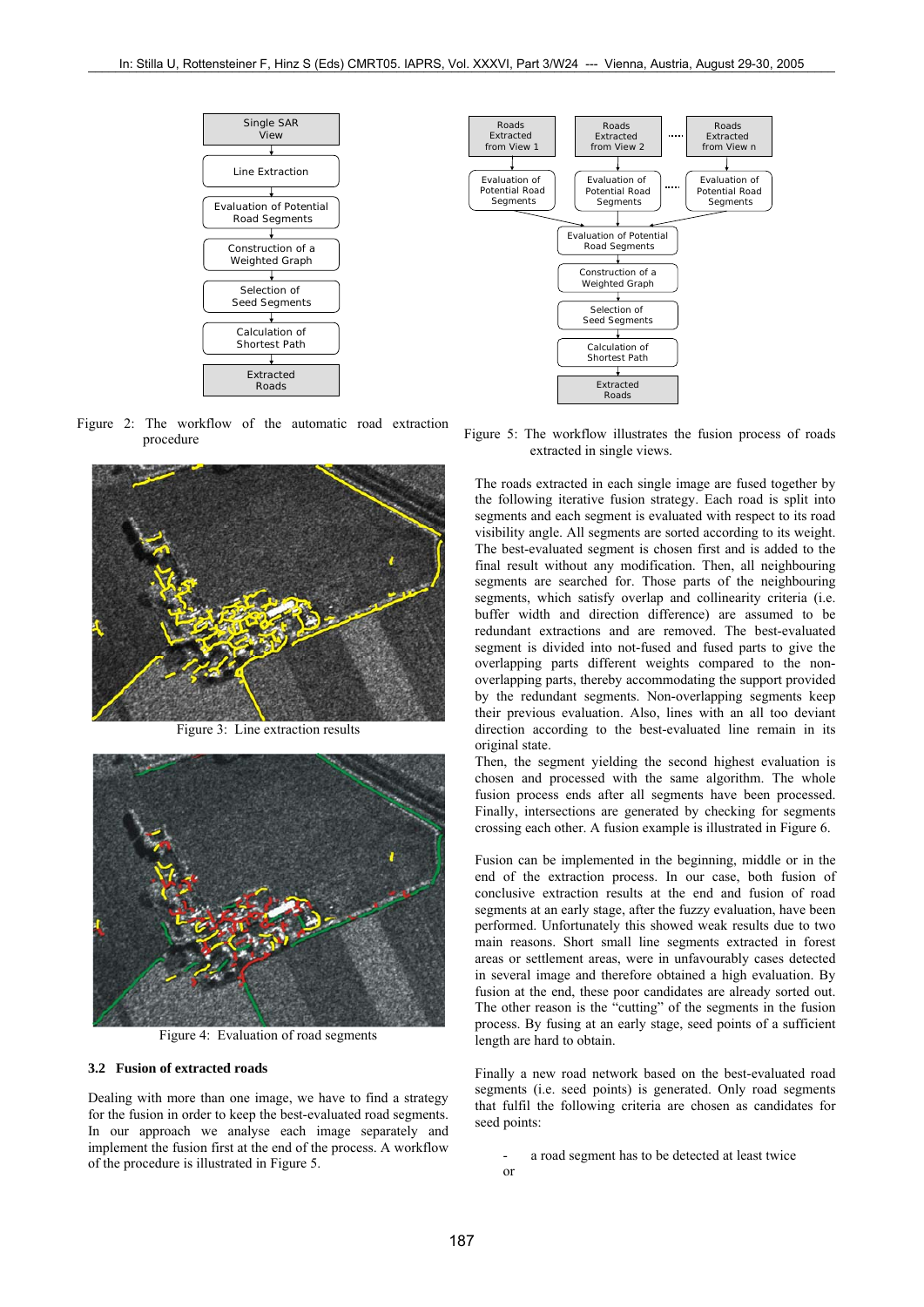Single SAR View
Line Extraction
Evaluation of Potential Road Segments
Construction of a Weighted Graph
Selection of Seed Segments
Calculation of Shortest Path
Extracted Roads

Figure 2: The workflow of the automatic road extraction procedure

Figure 3: Line extraction results

Figure 4: Evaluation of road segments

### 3.2 Fusion of extracted roads

Dealing with more than one image, we have to find a strategy for the fusion in order to keep the best-evaluated road segments. In our approach we analyse each image separately and implement the fusion first at the end of the process. A workflow of the procedure is illustrated in Figure 5.

Roads Extracted from View 1
Roads Extracted from View 2
Roads Extracted from View n
Evaluation of Potential Road Segments
Evaluation of Potential Road Segments
Evaluation of Potential Road Segments
Evaluation of Potential Road Segments
Construction of a Weighted Graph
Selection of Seed Segments
Calculation of Shortest Path
Extracted Roads

Figure 5: The workflow illustrates the fusion process of roads extracted in single views.

The roads extracted in each single image are fused together by the following iterative fusion strategy. Each road is split into segments and each segment is evaluated with respect to its road visibility angle. All segments are sorted according to its weight. The best-evaluated segment is chosen first and is added to the final result without any modification. Then, all neighbouring segments are searched for. Those parts of the neighbouring segments, which satisfy overlap and collinearity criteria (i.e. buffer width and direction difference) are assumed to be redundant extractions and are removed. The best-evaluated segment is divided into not-fused and fused parts to give the overlapping parts different weights compared to the non-overlapping parts, thereby accommodating the support provided by the redundant segments. Non-overlapping segments keep their previous evaluation. Also, lines with an all too deviant direction according to the best-evaluated line remain in its original state.
Then, the segment yielding the second highest evaluation is chosen and processed with the same algorithm. The whole fusion process ends after all segments have been processed. Finally, intersections are generated by checking for segments crossing each other. A fusion example is illustrated in Figure 6.

Fusion can be implemented in the beginning, middle or in the end of the extraction process. In our case, both fusion of conclusive extraction results at the end and fusion of road segments at an early stage, after the fuzzy evaluation, have been performed. Unfortunately this showed weak results due to two main reasons. Short small line segments extracted in forest areas or settlement areas, were in unfavourably cases detected in several image and therefore obtained a high evaluation. By fusion at the end, these poor candidates are already sorted out. The other reason is the "cutting" of the segments in the fusion process. By fusing at an early stage, seed points of a sufficient length are hard to obtain.

Finally a new road network based on the best-evaluated road segments (i.e. seed points) is generated. Only road segments that fulfil the following criteria are chosen as candidates for seed points:

- a road segment has to be detected at least twice

or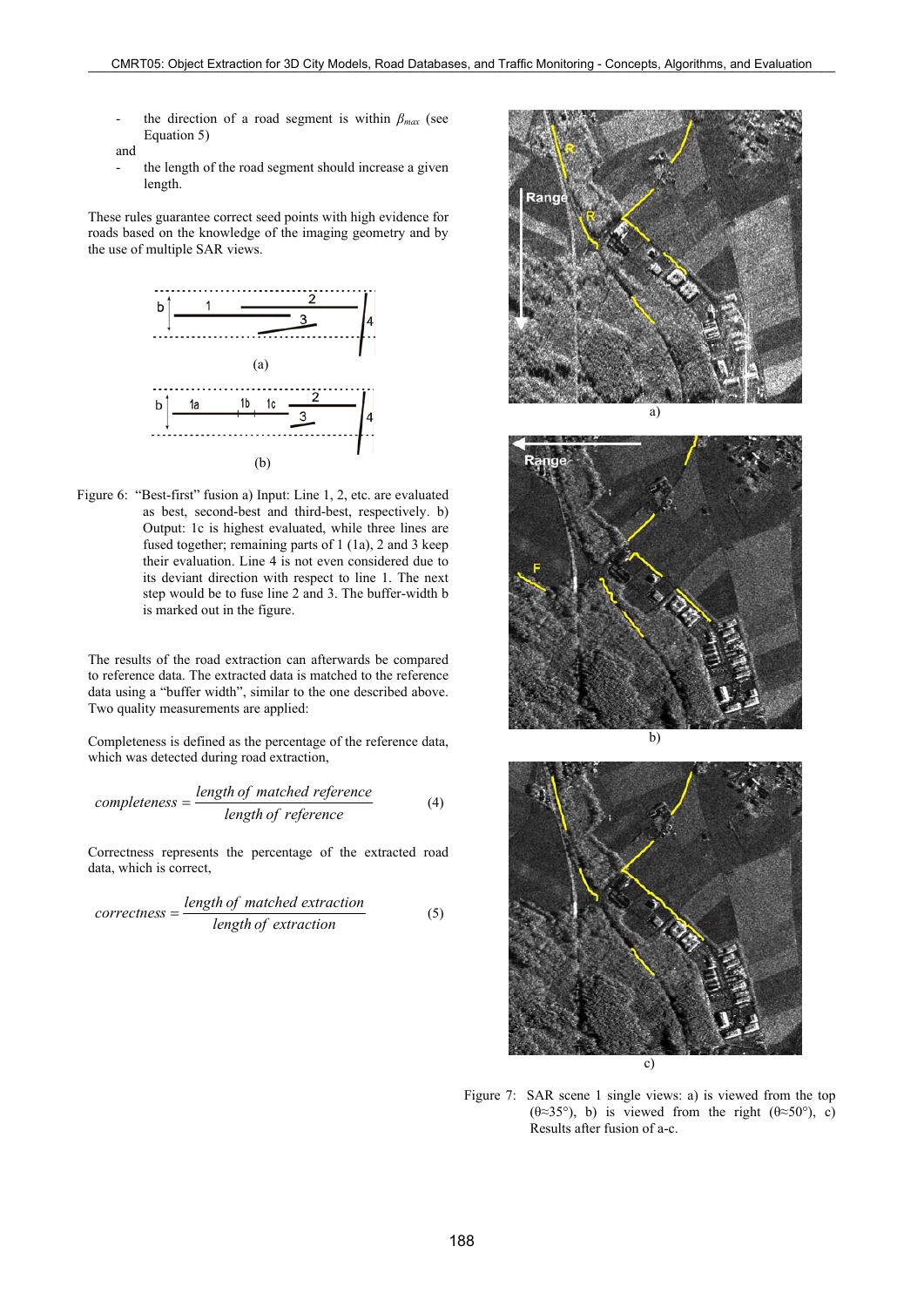- the direction of a road segment is within $\beta_{max}$ (see Equation 5)

and

- the length of the road segment should increase a given length.

These rules guarantee correct seed points with high evidence for roads based on the knowledge of the imaging geometry and by the use of multiple SAR views.

(a)

(b)

Figure 6: "Best-first" fusion a) Input: Line 1, 2, etc. are evaluated as best, second-best and third-best, respectively. b) Output: 1c is highest evaluated, while three lines are fused together; remaining parts of 1 (1a), 2 and 3 keep their evaluation. Line 4 is not even considered due to its deviant direction with respect to line 1. The next step would be to fuse line 2 and 3. The buffer-width b is marked out in the figure.

The results of the road extraction can afterwards be compared to reference data. The extracted data is matched to the reference data using a "buffer width", similar to the one described above. Two quality measurements are applied:

Completeness is defined as the percentage of the reference data, which was detected during road extraction,

$$completeness = \frac{length\ of\ matched\ reference}{length\ of\ reference} \tag{4}$$

Correctness represents the percentage of the extracted road data, which is correct,

$$correctness = \frac{length\ of\ matched\ extraction}{length\ of\ extraction} \tag{5}$$

a)

b)

c)

Figure 7: SAR scene 1 single views: a) is viewed from the top ($\theta \approx 35°$), b) is viewed from the right ($\theta \approx 50°$), c) Results after fusion of a-c.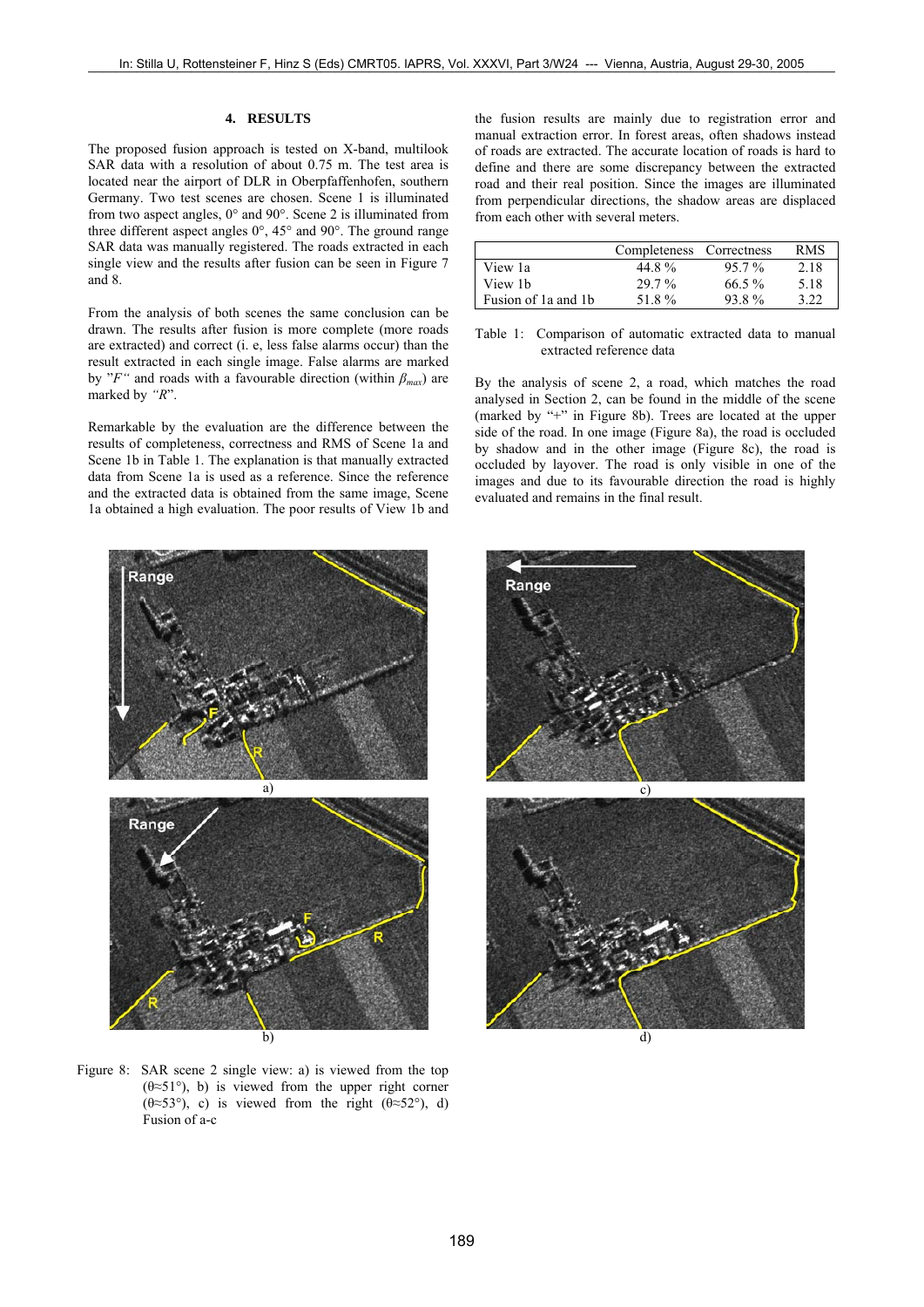## 4. RESULTS

The proposed fusion approach is tested on X-band, multilook SAR data with a resolution of about 0.75 m. The test area is located near the airport of DLR in Oberpfaffenhofen, southern Germany. Two test scenes are chosen. Scene 1 is illuminated from two aspect angles, 0° and 90°. Scene 2 is illuminated from three different aspect angles 0°, 45° and 90°. The ground range SAR data was manually registered. The roads extracted in each single view and the results after fusion can be seen in Figure 7 and 8.

From the analysis of both scenes the same conclusion can be drawn. The results after fusion is more complete (more roads are extracted) and correct (i. e, less false alarms occur) than the result extracted in each single image. False alarms are marked by "*F*" and roads with a favourable direction (within $\beta_{max}$) are marked by *"R"*.

Remarkable by the evaluation are the difference between the results of completeness, correctness and RMS of Scene 1a and Scene 1b in Table 1. The explanation is that manually extracted data from Scene 1a is used as a reference. Since the reference and the extracted data is obtained from the same image, Scene 1a obtained a high evaluation. The poor results of View 1b and the fusion results are mainly due to registration error and manual extraction error. In forest areas, often shadows instead of roads are extracted. The accurate location of roads is hard to define and there are some discrepancy between the extracted road and their real position. Since the images are illuminated from perpendicular directions, the shadow areas are displaced from each other with several meters.

| | Completeness | Correctness | RMS |
|---|---|---|---|
| View 1a | 44.8 % | 95.7 % | 2.18 |
| View 1b | 29.7 % | 66.5 % | 5.18 |
| Fusion of 1a and 1b | 51.8 % | 93.8 % | 3.22 |

Table 1: Comparison of automatic extracted data to manual extracted reference data

By the analysis of scene 2, a road, which matches the road analysed in Section 2, can be found in the middle of the scene (marked by "+" in Figure 8b). Trees are located at the upper side of the road. In one image (Figure 8a), the road is occluded by shadow and in the other image (Figure 8c), the road is occluded by layover. The road is only visible in one of the images and due to its favourable direction the road is highly evaluated and remains in the final result.

Range

F

R

a)

Range

F

R

R

b)

Range

c)

d)

Figure 8: SAR scene 2 single view: a) is viewed from the top (θ≈51°), b) is viewed from the upper right corner (θ≈53°), c) is viewed from the right (θ≈52°), d) Fusion of a-c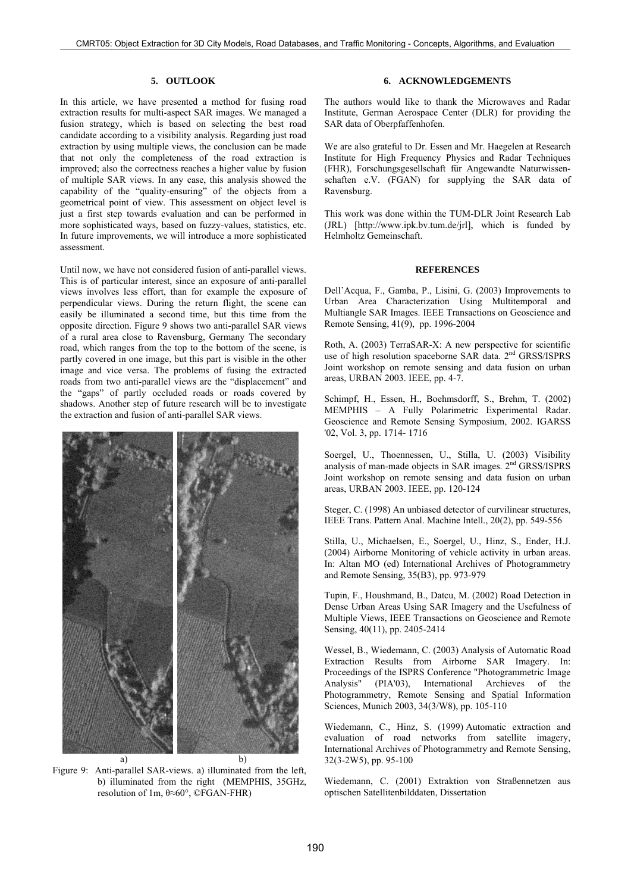## 5. OUTLOOK

In this article, we have presented a method for fusing road extraction results for multi-aspect SAR images. We managed a fusion strategy, which is based on selecting the best road candidate according to a visibility analysis. Regarding just road extraction by using multiple views, the conclusion can be made that not only the completeness of the road extraction is improved; also the correctness reaches a higher value by fusion of multiple SAR views. In any case, this analysis showed the capability of the "quality-ensuring" of the objects from a geometrical point of view. This assessment on object level is just a first step towards evaluation and can be performed in more sophisticated ways, based on fuzzy-values, statistics, etc. In future improvements, we will introduce a more sophisticated assessment.

Until now, we have not considered fusion of anti-parallel views. This is of particular interest, since an exposure of anti-parallel views involves less effort, than for example the exposure of perpendicular views. During the return flight, the scene can easily be illuminated a second time, but this time from the opposite direction. Figure 9 shows two anti-parallel SAR views of a rural area close to Ravensburg, Germany The secondary road, which ranges from the top to the bottom of the scene, is partly covered in one image, but this part is visible in the other image and vice versa. The problems of fusing the extracted roads from two anti-parallel views are the "displacement" and the "gaps" of partly occluded roads or roads covered by shadows. Another step of future research will be to investigate the extraction and fusion of anti-parallel SAR views.

a) b)

Figure 9: Anti-parallel SAR-views. a) illuminated from the left, b) illuminated from the right (MEMPHIS, 35GHz, resolution of 1m, θ≈60°, ©FGAN-FHR)

## 6. ACKNOWLEDGEMENTS

The authors would like to thank the Microwaves and Radar Institute, German Aerospace Center (DLR) for providing the SAR data of Oberpfaffenhofen.

We are also grateful to Dr. Essen and Mr. Haegelen at Research Institute for High Frequency Physics and Radar Techniques (FHR), Forschungsgesellschaft für Angewandte Naturwissenschaften e.V. (FGAN) for supplying the SAR data of Ravensburg.

This work was done within the TUM-DLR Joint Research Lab (JRL) [http://www.ipk.bv.tum.de/jrl], which is funded by Helmholtz Gemeinschaft.

## REFERENCES

Dell'Acqua, F., Gamba, P., Lisini, G. (2003) Improvements to Urban Area Characterization Using Multitemporal and Multiangle SAR Images. IEEE Transactions on Geoscience and Remote Sensing, 41(9), pp. 1996-2004

Roth, A. (2003) TerraSAR-X: A new perspective for scientific use of high resolution spaceborne SAR data. 2nd GRSS/ISPRS Joint workshop on remote sensing and data fusion on urban areas, URBAN 2003. IEEE, pp. 4-7.

Schimpf, H., Essen, H., Boehmsdorff, S., Brehm, T. (2002) MEMPHIS – A Fully Polarimetric Experimental Radar. Geoscience and Remote Sensing Symposium, 2002. IGARSS '02, Vol. 3, pp. 1714- 1716

Soergel, U., Thoennessen, U., Stilla, U. (2003) Visibility analysis of man-made objects in SAR images. 2nd GRSS/ISPRS Joint workshop on remote sensing and data fusion on urban areas, URBAN 2003. IEEE, pp. 120-124

Steger, C. (1998) An unbiased detector of curvilinear structures, IEEE Trans. Pattern Anal. Machine Intell., 20(2), pp. 549-556

Stilla, U., Michaelsen, E., Soergel, U., Hinz, S., Ender, H.J. (2004) Airborne Monitoring of vehicle activity in urban areas. In: Altan MO (ed) International Archives of Photogrammetry and Remote Sensing, 35(B3), pp. 973-979

Tupin, F., Houshmand, B., Datcu, M. (2002) Road Detection in Dense Urban Areas Using SAR Imagery and the Usefulness of Multiple Views, IEEE Transactions on Geoscience and Remote Sensing, 40(11), pp. 2405-2414

Wessel, B., Wiedemann, C. (2003) Analysis of Automatic Road Extraction Results from Airborne SAR Imagery. In: Proceedings of the ISPRS Conference "Photogrammetric Image Analysis" (PIA'03), International Archieves of the Photogrammetry, Remote Sensing and Spatial Information Sciences, Munich 2003, 34(3/W8), pp. 105-110

Wiedemann, C., Hinz, S. (1999) Automatic extraction and evaluation of road networks from satellite imagery, International Archives of Photogrammetry and Remote Sensing, 32(3-2W5), pp. 95-100

Wiedemann, C. (2001) Extraktion von Straßennetzen aus optischen Satellitenbilddaten, Dissertation